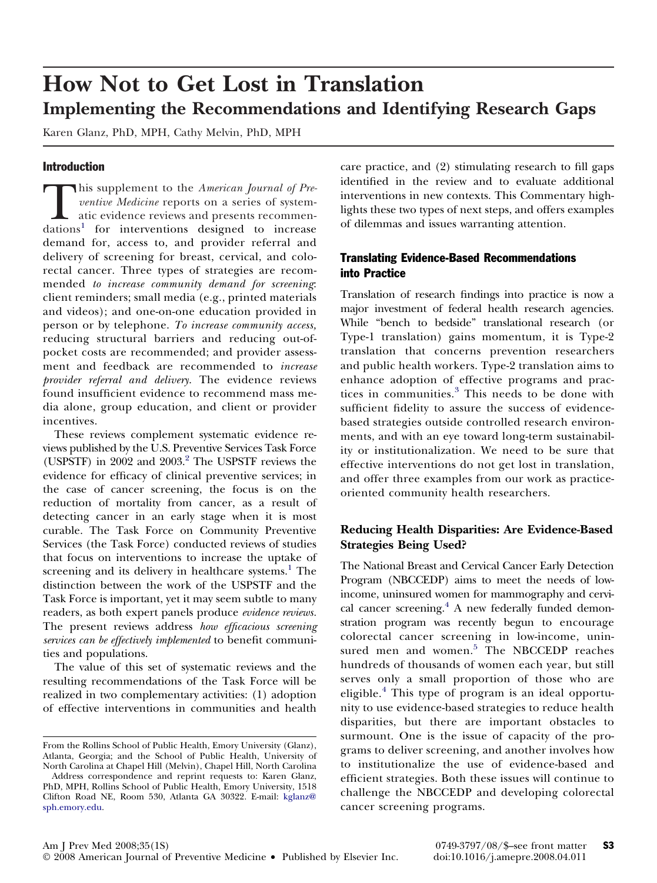# How Not to Get Lost in Translation

## Implementing the Recommendations and Identifying Research Gaps

Karen Glanz, PhD, MPH, Cathy Melvin, PhD, MPH

### Introduction

This supplement to the *American Journal of Preventive Medicine* reports on a series of systematic evidence reviews and presents recommendations[1] for interventions designed to increase demand for, access to, and provider referral and delivery of screening for breast, cervical, and colorectal cancer. Three types of strategies are recommended *to increase community demand for screening*: client reminders; small media (e.g., printed materials and videos); and one-on-one education provided in person or by telephone. *To increase community access,* reducing structural barriers and reducing out-of-pocket costs are recommended; and provider assessment and feedback are recommended to *increase provider referral and delivery*. The evidence reviews found insufficient evidence to recommend mass media alone, group education, and client or provider incentives.

These reviews complement systematic evidence reviews published by the U.S. Preventive Services Task Force (USPSTF) in 2002 and 2003.[2] The USPSTF reviews the evidence for efficacy of clinical preventive services; in the case of cancer screening, the focus is on the reduction of mortality from cancer, as a result of detecting cancer in an early stage when it is most curable. The Task Force on Community Preventive Services (the Task Force) conducted reviews of studies that focus on interventions to increase the uptake of screening and its delivery in healthcare systems.[1] The distinction between the work of the USPSTF and the Task Force is important, yet it may seem subtle to many readers, as both expert panels produce *evidence reviews*. The present reviews address *how efficacious screening services can be effectively implemented* to benefit communities and populations.

The value of this set of systematic reviews and the resulting recommendations of the Task Force will be realized in two complementary activities: (1) adoption of effective interventions in communities and health care practice, and (2) stimulating research to fill gaps identified in the review and to evaluate additional interventions in new contexts. This Commentary highlights these two types of next steps, and offers examples of dilemmas and issues warranting attention.

### Translating Evidence-Based Recommendations into Practice

Translation of research findings into practice is now a major investment of federal health research agencies. While "bench to bedside" translational research (or Type-1 translation) gains momentum, it is Type-2 translation that concerns prevention researchers and public health workers. Type-2 translation aims to enhance adoption of effective programs and practices in communities.[3] This needs to be done with sufficient fidelity to assure the success of evidence-based strategies outside controlled research environments, and with an eye toward long-term sustainability or institutionalization. We need to be sure that effective interventions do not get lost in translation, and offer three examples from our work as practice-oriented community health researchers.

#### Reducing Health Disparities: Are Evidence-Based Strategies Being Used?

The National Breast and Cervical Cancer Early Detection Program (NBCCEDP) aims to meet the needs of low-income, uninsured women for mammography and cervical cancer screening.[4] A new federally funded demonstration program was recently begun to encourage colorectal cancer screening in low-income, uninsured men and women.[5] The NBCCEDP reaches hundreds of thousands of women each year, but still serves only a small proportion of those who are eligible.[4] This type of program is an ideal opportunity to use evidence-based strategies to reduce health disparities, but there are important obstacles to surmount. One is the issue of capacity of the programs to deliver screening, and another involves how to institutionalize the use of evidence-based and efficient strategies. Both these issues will continue to challenge the NBCCEDP and developing colorectal cancer screening programs.

---

From the Rollins School of Public Health, Emory University (Glanz), Atlanta, Georgia; and the School of Public Health, University of North Carolina at Chapel Hill (Melvin), Chapel Hill, North Carolina

Address correspondence and reprint requests to: Karen Glanz, PhD, MPH, Rollins School of Public Health, Emory University, 1518 Clifton Road NE, Room 530, Atlanta GA 30322. E-mail: kglanz@sph.emory.edu.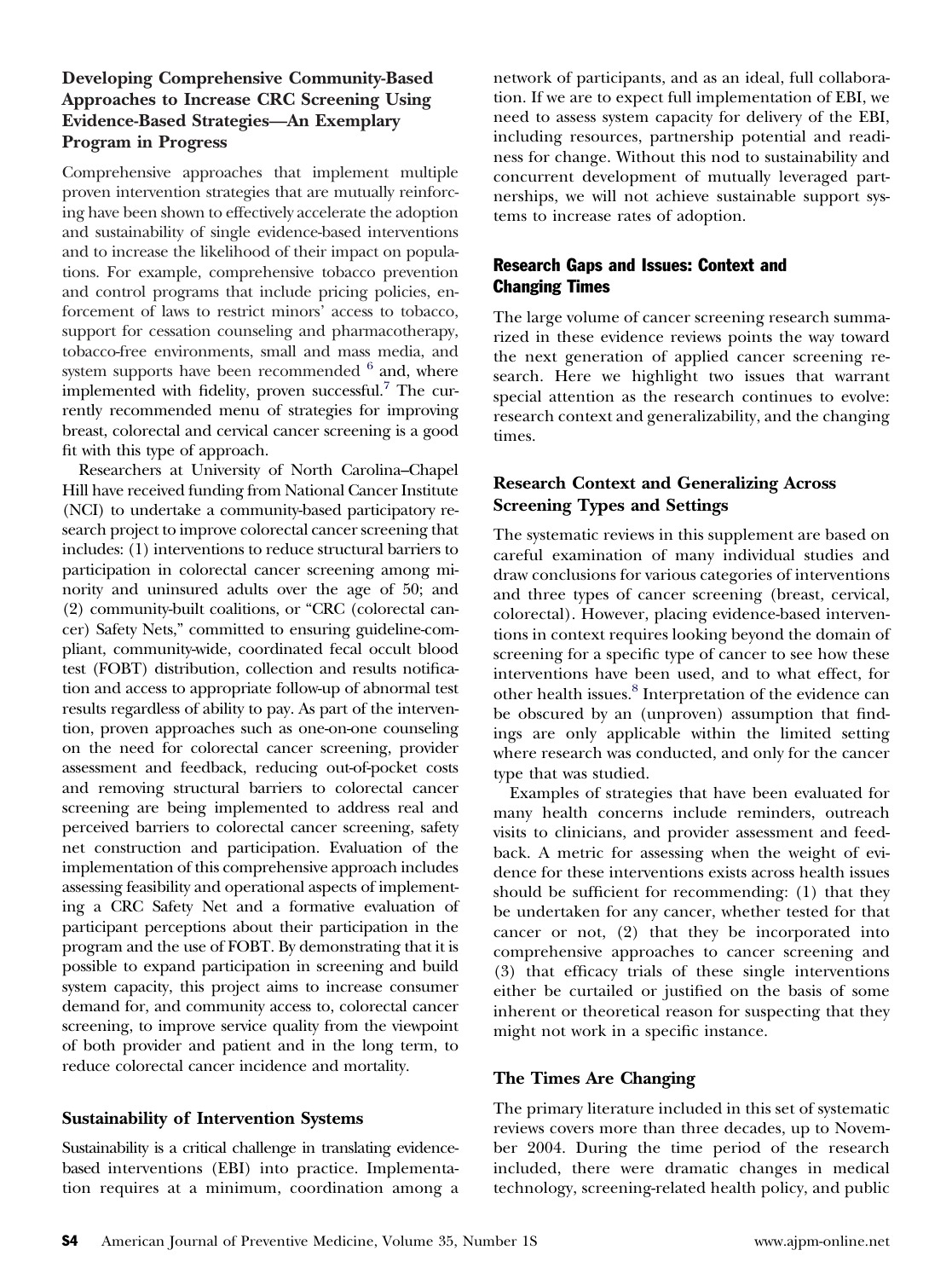### Developing Comprehensive Community-Based Approaches to Increase CRC Screening Using Evidence-Based Strategies—An Exemplary Program in Progress

Comprehensive approaches that implement multiple proven intervention strategies that are mutually reinforcing have been shown to effectively accelerate the adoption and sustainability of single evidence-based interventions and to increase the likelihood of their impact on populations. For example, comprehensive tobacco prevention and control programs that include pricing policies, enforcement of laws to restrict minors' access to tobacco, support for cessation counseling and pharmacotherapy, tobacco-free environments, small and mass media, and system supports have been recommended [6] and, where implemented with fidelity, proven successful.[7] The currently recommended menu of strategies for improving breast, colorectal and cervical cancer screening is a good fit with this type of approach.

Researchers at University of North Carolina–Chapel Hill have received funding from National Cancer Institute (NCI) to undertake a community-based participatory research project to improve colorectal cancer screening that includes: (1) interventions to reduce structural barriers to participation in colorectal cancer screening among minority and uninsured adults over the age of 50; and (2) community-built coalitions, or "CRC (colorectal cancer) Safety Nets," committed to ensuring guideline-compliant, community-wide, coordinated fecal occult blood test (FOBT) distribution, collection and results notification and access to appropriate follow-up of abnormal test results regardless of ability to pay. As part of the intervention, proven approaches such as one-on-one counseling on the need for colorectal cancer screening, provider assessment and feedback, reducing out-of-pocket costs and removing structural barriers to colorectal cancer screening are being implemented to address real and perceived barriers to colorectal cancer screening, safety net construction and participation. Evaluation of the implementation of this comprehensive approach includes assessing feasibility and operational aspects of implementing a CRC Safety Net and a formative evaluation of participant perceptions about their participation in the program and the use of FOBT. By demonstrating that it is possible to expand participation in screening and build system capacity, this project aims to increase consumer demand for, and community access to, colorectal cancer screening, to improve service quality from the viewpoint of both provider and patient and in the long term, to reduce colorectal cancer incidence and mortality.

### Sustainability of Intervention Systems

Sustainability is a critical challenge in translating evidence-based interventions (EBI) into practice. Implementation requires at a minimum, coordination among a network of participants, and as an ideal, full collaboration. If we are to expect full implementation of EBI, we need to assess system capacity for delivery of the EBI, including resources, partnership potential and readiness for change. Without this nod to sustainability and concurrent development of mutually leveraged partnerships, we will not achieve sustainable support systems to increase rates of adoption.

## Research Gaps and Issues: Context and Changing Times

The large volume of cancer screening research summarized in these evidence reviews points the way toward the next generation of applied cancer screening research. Here we highlight two issues that warrant special attention as the research continues to evolve: research context and generalizability, and the changing times.

### Research Context and Generalizing Across Screening Types and Settings

The systematic reviews in this supplement are based on careful examination of many individual studies and draw conclusions for various categories of interventions and three types of cancer screening (breast, cervical, colorectal). However, placing evidence-based interventions in context requires looking beyond the domain of screening for a specific type of cancer to see how these interventions have been used, and to what effect, for other health issues.[8] Interpretation of the evidence can be obscured by an (unproven) assumption that findings are only applicable within the limited setting where research was conducted, and only for the cancer type that was studied.

Examples of strategies that have been evaluated for many health concerns include reminders, outreach visits to clinicians, and provider assessment and feedback. A metric for assessing when the weight of evidence for these interventions exists across health issues should be sufficient for recommending: (1) that they be undertaken for any cancer, whether tested for that cancer or not, (2) that they be incorporated into comprehensive approaches to cancer screening and (3) that efficacy trials of these single interventions either be curtailed or justified on the basis of some inherent or theoretical reason for suspecting that they might not work in a specific instance.

### The Times Are Changing

The primary literature included in this set of systematic reviews covers more than three decades, up to November 2004. During the time period of the research included, there were dramatic changes in medical technology, screening-related health policy, and public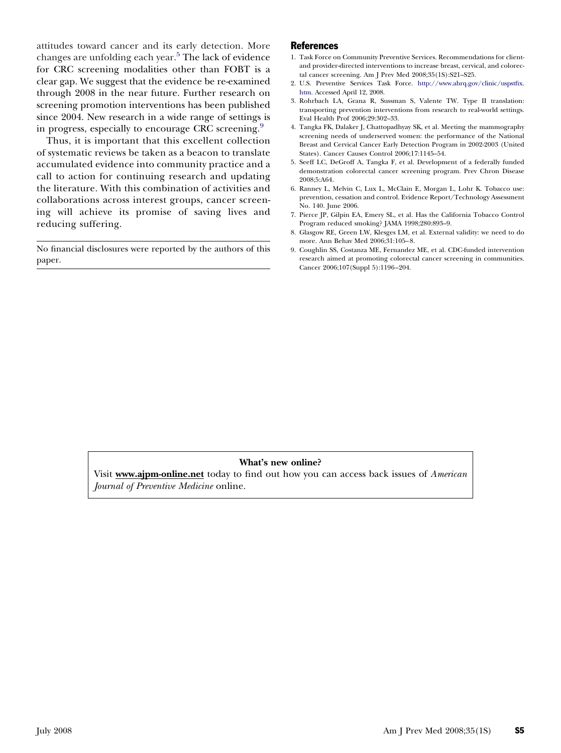attitudes toward cancer and its early detection. More changes are unfolding each year.[5] The lack of evidence for CRC screening modalities other than FOBT is a clear gap. We suggest that the evidence be re-examined through 2008 in the near future. Further research on screening promotion interventions has been published since 2004. New research in a wide range of settings is in progress, especially to encourage CRC screening.[9]

Thus, it is important that this excellent collection of systematic reviews be taken as a beacon to translate accumulated evidence into community practice and a call to action for continuing research and updating the literature. With this combination of activities and collaborations across interest groups, cancer screening will achieve its promise of saving lives and reducing suffering.

No financial disclosures were reported by the authors of this paper.

## References

1. Task Force on Community Preventive Services. Recommendations for client- and provider-directed interventions to increase breast, cervical, and colorectal cancer screening. Am J Prev Med 2008;35(1S):S21–S25.
2. U.S. Preventive Services Task Force. http://www.ahrq.gov/clinic/uspstfix.htm. Accessed April 12, 2008.
3. Rohrbach LA, Grana R, Sussman S, Valente TW. Type II translation: transporting prevention interventions from research to real-world settings. Eval Health Prof 2006;29:302–33.
4. Tangka FK, Dalaker J, Chattopadhyay SK, et al. Meeting the mammography screening needs of underserved women: the performance of the National Breast and Cervical Cancer Early Detection Program in 2002-2003 (United States). Cancer Causes Control 2006;17:1145–54.
5. Seeff LC, DeGroff A, Tangka F, et al. Development of a federally funded demonstration colorectal cancer screening program. Prev Chron Disease 2008;5:A64.
6. Ranney L, Melvin C, Lux L, McClain E, Morgan L, Lohr K. Tobacco use: prevention, cessation and control. Evidence Report/Technology Assessment No. 140. June 2006.
7. Pierce JP, Gilpin EA, Emery SL, et al. Has the California Tobacco Control Program reduced smoking? JAMA 1998;280:893–9.
8. Glasgow RE, Green LW, Klesges LM, et al. External validity: we need to do more. Ann Behav Med 2006;31:105–8.
9. Coughlin SS, Costanza ME, Fernandez ME, et al. CDC-funded intervention research aimed at promoting colorectal cancer screening in communities. Cancer 2006;107(Suppl 5):1196–204.

**What's new online?**

Visit **www.ajpm-online.net** today to find out how you can access back issues of *American Journal of Preventive Medicine* online.